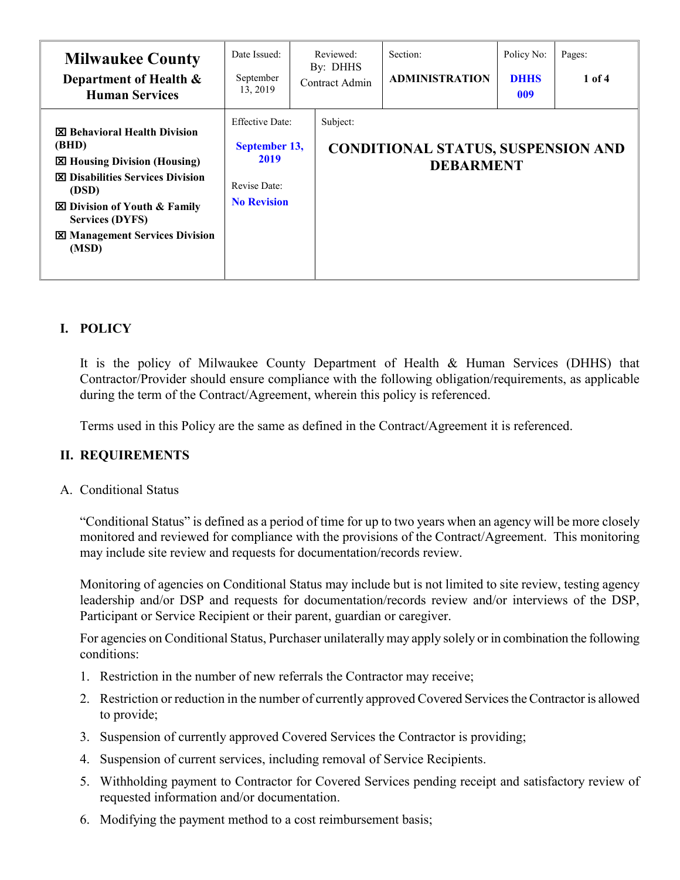| **Milwaukee County**<br>**Department of Health & Human Services** | Date Issued:<br>September 13, 2019 | Reviewed:<br>By: DHHS Contract Admin | Section:<br>**ADMINISTRATION** | Policy No:<br>**DHHS 009** | Pages:<br>**1 of 4** |
|---|---|---|---|---|---|
| ☒ **Behavioral Health Division (BHD)**<br>☒ **Housing Division (Housing)**<br>☒ **Disabilities Services Division (DSD)**<br>☒ **Division of Youth & Family Services (DYFS)**<br>☒ **Management Services Division (MSD)** | Effective Date:<br>**September 13, 2019**<br>Revise Date:<br>**No Revision** | Subject:<br>**CONDITIONAL STATUS, SUSPENSION AND DEBARMENT** | | | |

## I. POLICY

It is the policy of Milwaukee County Department of Health & Human Services (DHHS) that Contractor/Provider should ensure compliance with the following obligation/requirements, as applicable during the term of the Contract/Agreement, wherein this policy is referenced.

Terms used in this Policy are the same as defined in the Contract/Agreement it is referenced.

## II. REQUIREMENTS

A. Conditional Status

"Conditional Status" is defined as a period of time for up to two years when an agency will be more closely monitored and reviewed for compliance with the provisions of the Contract/Agreement. This monitoring may include site review and requests for documentation/records review.

Monitoring of agencies on Conditional Status may include but is not limited to site review, testing agency leadership and/or DSP and requests for documentation/records review and/or interviews of the DSP, Participant or Service Recipient or their parent, guardian or caregiver.

For agencies on Conditional Status, Purchaser unilaterally may apply solely or in combination the following conditions:

1. Restriction in the number of new referrals the Contractor may receive;
2. Restriction or reduction in the number of currently approved Covered Services the Contractor is allowed to provide;
3. Suspension of currently approved Covered Services the Contractor is providing;
4. Suspension of current services, including removal of Service Recipients.
5. Withholding payment to Contractor for Covered Services pending receipt and satisfactory review of requested information and/or documentation.
6. Modifying the payment method to a cost reimbursement basis;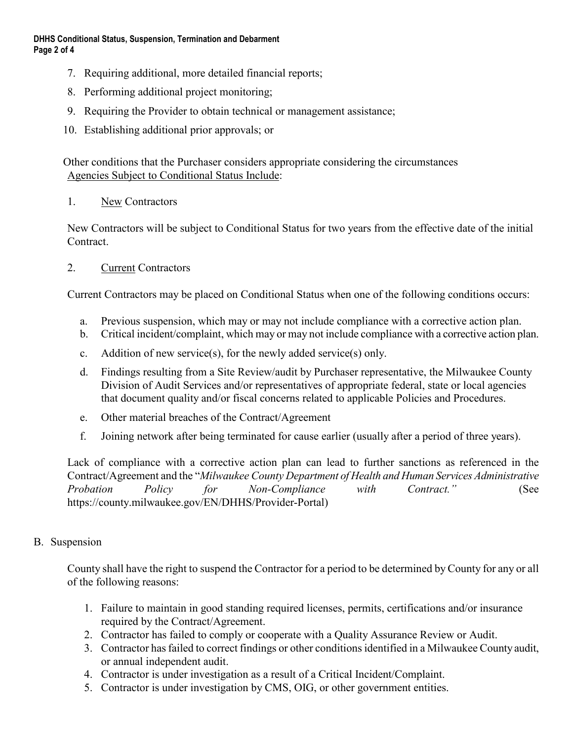7. Requiring additional, more detailed financial reports;
8. Performing additional project monitoring;
9. Requiring the Provider to obtain technical or management assistance;
10. Establishing additional prior approvals; or

Other conditions that the Purchaser considers appropriate considering the circumstances

Agencies Subject to Conditional Status Include:

1. New Contractors

New Contractors will be subject to Conditional Status for two years from the effective date of the initial Contract.

2. Current Contractors

Current Contractors may be placed on Conditional Status when one of the following conditions occurs:

a. Previous suspension, which may or may not include compliance with a corrective action plan.
b. Critical incident/complaint, which may or may not include compliance with a corrective action plan.
c. Addition of new service(s), for the newly added service(s) only.
d. Findings resulting from a Site Review/audit by Purchaser representative, the Milwaukee County Division of Audit Services and/or representatives of appropriate federal, state or local agencies that document quality and/or fiscal concerns related to applicable Policies and Procedures.
e. Other material breaches of the Contract/Agreement
f. Joining network after being terminated for cause earlier (usually after a period of three years).

Lack of compliance with a corrective action plan can lead to further sanctions as referenced in the Contract/Agreement and the "*Milwaukee County Department of Health and Human Services Administrative Probation Policy for Non-Compliance with Contract.*" (See https://county.milwaukee.gov/EN/DHHS/Provider-Portal)

B. Suspension

County shall have the right to suspend the Contractor for a period to be determined by County for any or all of the following reasons:

1. Failure to maintain in good standing required licenses, permits, certifications and/or insurance required by the Contract/Agreement.
2. Contractor has failed to comply or cooperate with a Quality Assurance Review or Audit.
3. Contractor has failed to correct findings or other conditions identified in a Milwaukee County audit, or annual independent audit.
4. Contractor is under investigation as a result of a Critical Incident/Complaint.
5. Contractor is under investigation by CMS, OIG, or other government entities.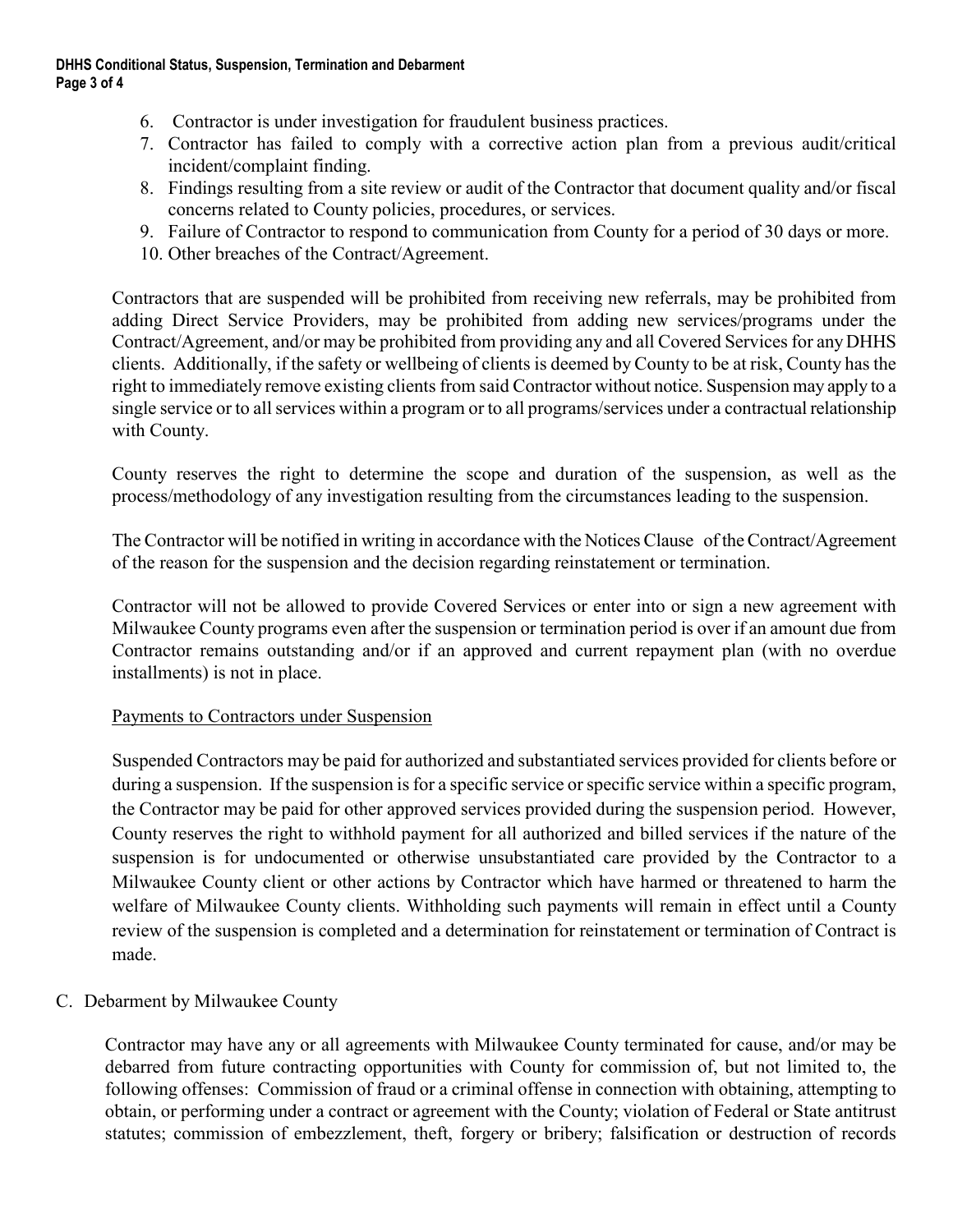6. Contractor is under investigation for fraudulent business practices.
7. Contractor has failed to comply with a corrective action plan from a previous audit/critical incident/complaint finding.
8. Findings resulting from a site review or audit of the Contractor that document quality and/or fiscal concerns related to County policies, procedures, or services.
9. Failure of Contractor to respond to communication from County for a period of 30 days or more.
10. Other breaches of the Contract/Agreement.

Contractors that are suspended will be prohibited from receiving new referrals, may be prohibited from adding Direct Service Providers, may be prohibited from adding new services/programs under the Contract/Agreement, and/or may be prohibited from providing any and all Covered Services for any DHHS clients. Additionally, if the safety or wellbeing of clients is deemed by County to be at risk, County has the right to immediately remove existing clients from said Contractor without notice. Suspension may apply to a single service or to all services within a program or to all programs/services under a contractual relationship with County.

County reserves the right to determine the scope and duration of the suspension, as well as the process/methodology of any investigation resulting from the circumstances leading to the suspension.

The Contractor will be notified in writing in accordance with the Notices Clause of the Contract/Agreement of the reason for the suspension and the decision regarding reinstatement or termination.

Contractor will not be allowed to provide Covered Services or enter into or sign a new agreement with Milwaukee County programs even after the suspension or termination period is over if an amount due from Contractor remains outstanding and/or if an approved and current repayment plan (with no overdue installments) is not in place.

<u>Payments to Contractors under Suspension</u>

Suspended Contractors may be paid for authorized and substantiated services provided for clients before or during a suspension. If the suspension is for a specific service or specific service within a specific program, the Contractor may be paid for other approved services provided during the suspension period. However, County reserves the right to withhold payment for all authorized and billed services if the nature of the suspension is for undocumented or otherwise unsubstantiated care provided by the Contractor to a Milwaukee County client or other actions by Contractor which have harmed or threatened to harm the welfare of Milwaukee County clients. Withholding such payments will remain in effect until a County review of the suspension is completed and a determination for reinstatement or termination of Contract is made.

C. Debarment by Milwaukee County

Contractor may have any or all agreements with Milwaukee County terminated for cause, and/or may be debarred from future contracting opportunities with County for commission of, but not limited to, the following offenses: Commission of fraud or a criminal offense in connection with obtaining, attempting to obtain, or performing under a contract or agreement with the County; violation of Federal or State antitrust statutes; commission of embezzlement, theft, forgery or bribery; falsification or destruction of records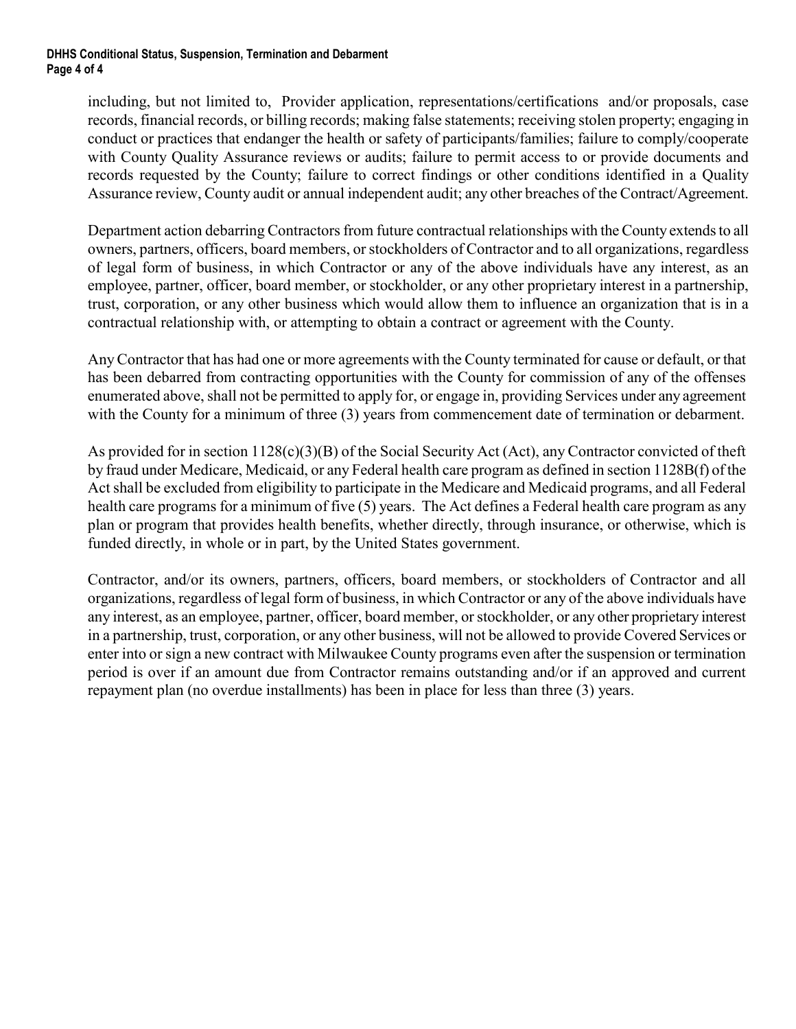including, but not limited to, Provider application, representations/certifications and/or proposals, case records, financial records, or billing records; making false statements; receiving stolen property; engaging in conduct or practices that endanger the health or safety of participants/families; failure to comply/cooperate with County Quality Assurance reviews or audits; failure to permit access to or provide documents and records requested by the County; failure to correct findings or other conditions identified in a Quality Assurance review, County audit or annual independent audit; any other breaches of the Contract/Agreement.

Department action debarring Contractors from future contractual relationships with the County extends to all owners, partners, officers, board members, or stockholders of Contractor and to all organizations, regardless of legal form of business, in which Contractor or any of the above individuals have any interest, as an employee, partner, officer, board member, or stockholder, or any other proprietary interest in a partnership, trust, corporation, or any other business which would allow them to influence an organization that is in a contractual relationship with, or attempting to obtain a contract or agreement with the County.

Any Contractor that has had one or more agreements with the County terminated for cause or default, or that has been debarred from contracting opportunities with the County for commission of any of the offenses enumerated above, shall not be permitted to apply for, or engage in, providing Services under any agreement with the County for a minimum of three (3) years from commencement date of termination or debarment.

As provided for in section 1128(c)(3)(B) of the Social Security Act (Act), any Contractor convicted of theft by fraud under Medicare, Medicaid, or any Federal health care program as defined in section 1128B(f) of the Act shall be excluded from eligibility to participate in the Medicare and Medicaid programs, and all Federal health care programs for a minimum of five (5) years. The Act defines a Federal health care program as any plan or program that provides health benefits, whether directly, through insurance, or otherwise, which is funded directly, in whole or in part, by the United States government.

Contractor, and/or its owners, partners, officers, board members, or stockholders of Contractor and all organizations, regardless of legal form of business, in which Contractor or any of the above individuals have any interest, as an employee, partner, officer, board member, or stockholder, or any other proprietary interest in a partnership, trust, corporation, or any other business, will not be allowed to provide Covered Services or enter into or sign a new contract with Milwaukee County programs even after the suspension or termination period is over if an amount due from Contractor remains outstanding and/or if an approved and current repayment plan (no overdue installments) has been in place for less than three (3) years.